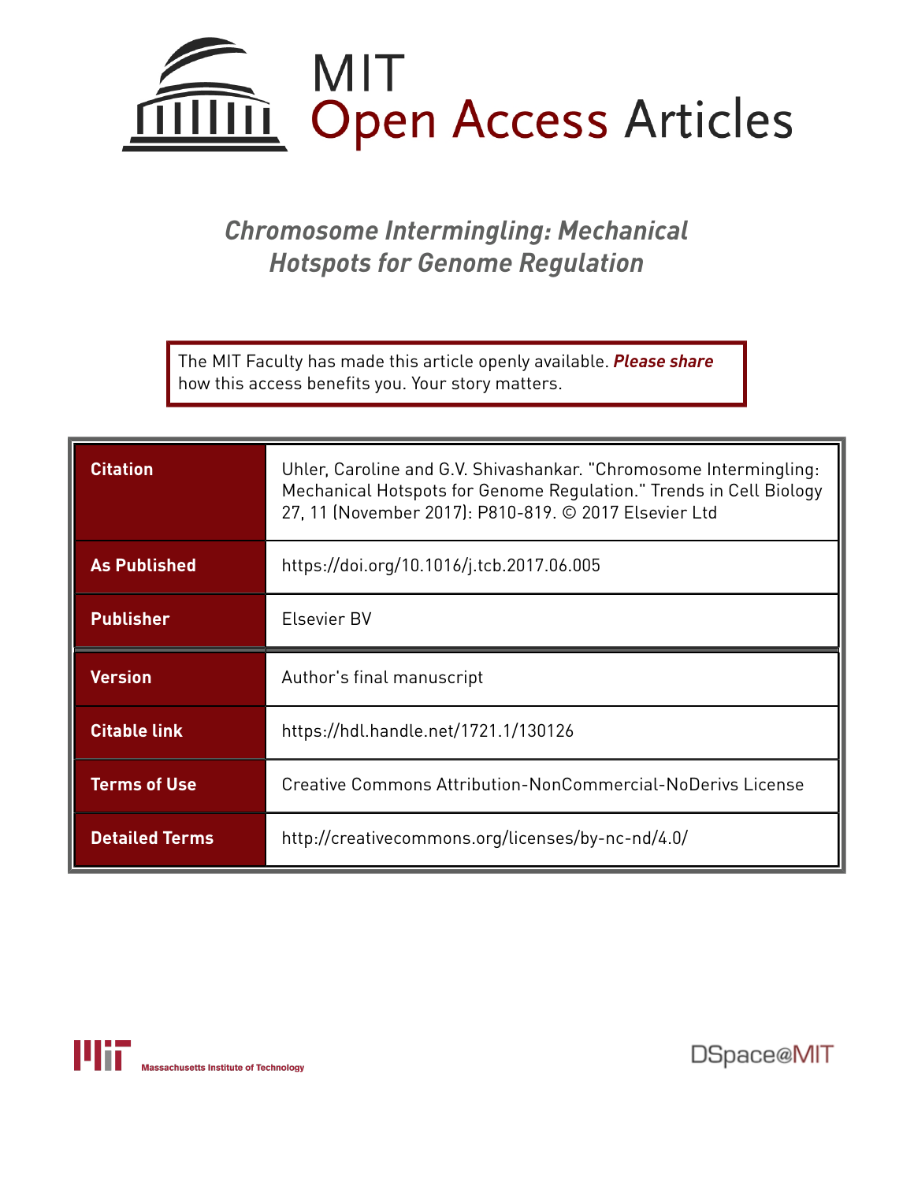# MIT Open Access Articles

## *Chromosome Intermingling: Mechanical Hotspots for Genome Regulation*

The MIT Faculty has made this article openly available. ***Please share*** how this access benefits you. Your story matters.

| | |
|---|---|
| **Citation** | Uhler, Caroline and G.V. Shivashankar. "Chromosome Intermingling: Mechanical Hotspots for Genome Regulation." Trends in Cell Biology 27, 11 (November 2017): P810-819. © 2017 Elsevier Ltd |
| **As Published** | https://doi.org/10.1016/j.tcb.2017.06.005 |
| **Publisher** | Elsevier BV |
| **Version** | Author's final manuscript |
| **Citable link** | https://hdl.handle.net/1721.1/130126 |
| **Terms of Use** | Creative Commons Attribution-NonCommercial-NoDerivs License |
| **Detailed Terms** | http://creativecommons.org/licenses/by-nc-nd/4.0/ |

Massachusetts Institute of Technology

DSpace@MIT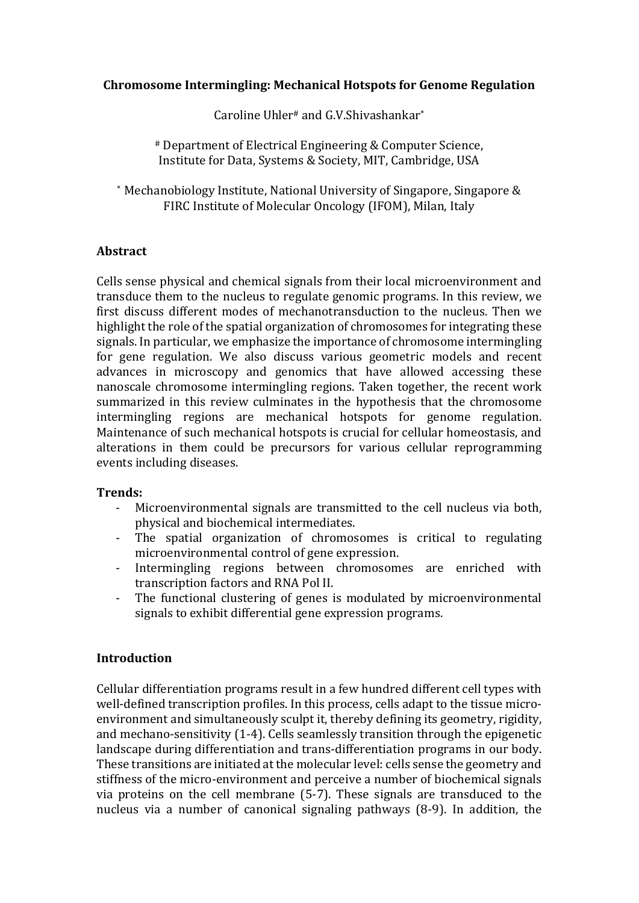**Chromosome Intermingling: Mechanical Hotspots for Genome Regulation**

Caroline Uhler[#] and G.V.Shivashankar[*]

[#] Department of Electrical Engineering & Computer Science, Institute for Data, Systems & Society, MIT, Cambridge, USA

[*] Mechanobiology Institute, National University of Singapore, Singapore & FIRC Institute of Molecular Oncology (IFOM), Milan, Italy

## Abstract

Cells sense physical and chemical signals from their local microenvironment and transduce them to the nucleus to regulate genomic programs. In this review, we first discuss different modes of mechanotransduction to the nucleus. Then we highlight the role of the spatial organization of chromosomes for integrating these signals. In particular, we emphasize the importance of chromosome intermingling for gene regulation. We also discuss various geometric models and recent advances in microscopy and genomics that have allowed accessing these nanoscale chromosome intermingling regions. Taken together, the recent work summarized in this review culminates in the hypothesis that the chromosome intermingling regions are mechanical hotspots for genome regulation. Maintenance of such mechanical hotspots is crucial for cellular homeostasis, and alterations in them could be precursors for various cellular reprogramming events including diseases.

### Trends:

- Microenvironmental signals are transmitted to the cell nucleus via both, physical and biochemical intermediates.
- The spatial organization of chromosomes is critical to regulating microenvironmental control of gene expression.
- Intermingling regions between chromosomes are enriched with transcription factors and RNA Pol II.
- The functional clustering of genes is modulated by microenvironmental signals to exhibit differential gene expression programs.

## Introduction

Cellular differentiation programs result in a few hundred different cell types with well-defined transcription profiles. In this process, cells adapt to the tissue micro-environment and simultaneously sculpt it, thereby defining its geometry, rigidity, and mechano-sensitivity (1-4). Cells seamlessly transition through the epigenetic landscape during differentiation and trans-differentiation programs in our body. These transitions are initiated at the molecular level: cells sense the geometry and stiffness of the micro-environment and perceive a number of biochemical signals via proteins on the cell membrane (5-7). These signals are transduced to the nucleus via a number of canonical signaling pathways (8-9). In addition, the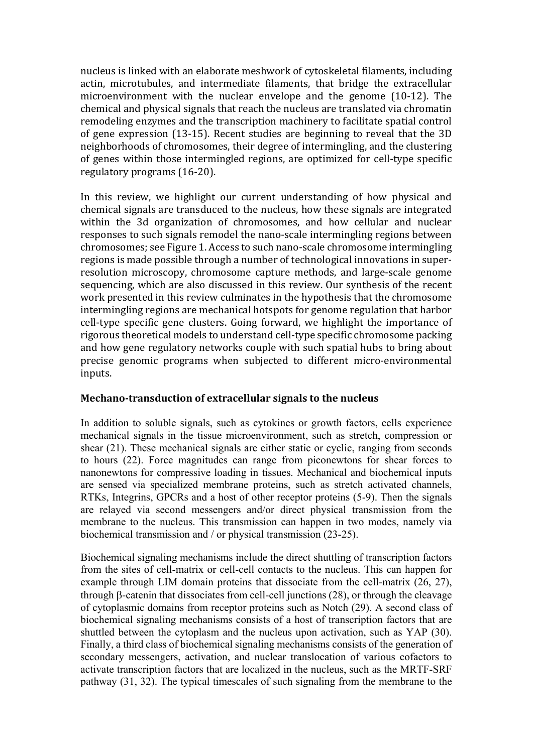nucleus is linked with an elaborate meshwork of cytoskeletal filaments, including actin, microtubules, and intermediate filaments, that bridge the extracellular microenvironment with the nuclear envelope and the genome (10-12). The chemical and physical signals that reach the nucleus are translated via chromatin remodeling enzymes and the transcription machinery to facilitate spatial control of gene expression (13-15). Recent studies are beginning to reveal that the 3D neighborhoods of chromosomes, their degree of intermingling, and the clustering of genes within those intermingled regions, are optimized for cell-type specific regulatory programs (16-20).

In this review, we highlight our current understanding of how physical and chemical signals are transduced to the nucleus, how these signals are integrated within the 3d organization of chromosomes, and how cellular and nuclear responses to such signals remodel the nano-scale intermingling regions between chromosomes; see Figure 1. Access to such nano-scale chromosome intermingling regions is made possible through a number of technological innovations in super-resolution microscopy, chromosome capture methods, and large-scale genome sequencing, which are also discussed in this review. Our synthesis of the recent work presented in this review culminates in the hypothesis that the chromosome intermingling regions are mechanical hotspots for genome regulation that harbor cell-type specific gene clusters. Going forward, we highlight the importance of rigorous theoretical models to understand cell-type specific chromosome packing and how gene regulatory networks couple with such spatial hubs to bring about precise genomic programs when subjected to different micro-environmental inputs.

## Mechano-transduction of extracellular signals to the nucleus

In addition to soluble signals, such as cytokines or growth factors, cells experience mechanical signals in the tissue microenvironment, such as stretch, compression or shear (21). These mechanical signals are either static or cyclic, ranging from seconds to hours (22). Force magnitudes can range from piconewtons for shear forces to nanonewtons for compressive loading in tissues. Mechanical and biochemical inputs are sensed via specialized membrane proteins, such as stretch activated channels, RTKs, Integrins, GPCRs and a host of other receptor proteins (5-9). Then the signals are relayed via second messengers and/or direct physical transmission from the membrane to the nucleus. This transmission can happen in two modes, namely via biochemical transmission and / or physical transmission (23-25).

Biochemical signaling mechanisms include the direct shuttling of transcription factors from the sites of cell-matrix or cell-cell contacts to the nucleus. This can happen for example through LIM domain proteins that dissociate from the cell-matrix (26, 27), through β-catenin that dissociates from cell-cell junctions (28), or through the cleavage of cytoplasmic domains from receptor proteins such as Notch (29). A second class of biochemical signaling mechanisms consists of a host of transcription factors that are shuttled between the cytoplasm and the nucleus upon activation, such as YAP (30). Finally, a third class of biochemical signaling mechanisms consists of the generation of secondary messengers, activation, and nuclear translocation of various cofactors to activate transcription factors that are localized in the nucleus, such as the MRTF-SRF pathway (31, 32). The typical timescales of such signaling from the membrane to the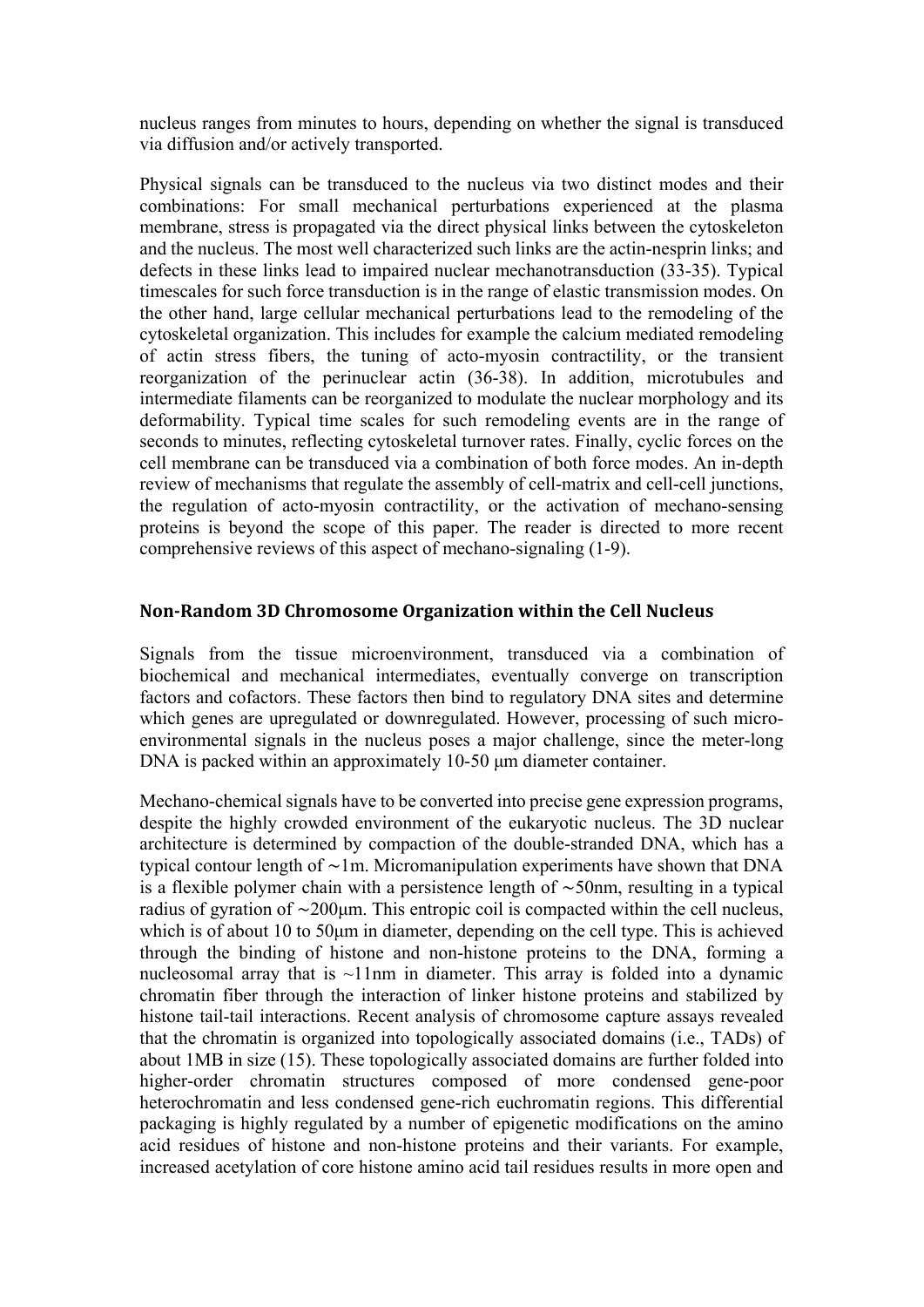nucleus ranges from minutes to hours, depending on whether the signal is transduced via diffusion and/or actively transported.

Physical signals can be transduced to the nucleus via two distinct modes and their combinations: For small mechanical perturbations experienced at the plasma membrane, stress is propagated via the direct physical links between the cytoskeleton and the nucleus. The most well characterized such links are the actin-nesprin links; and defects in these links lead to impaired nuclear mechanotransduction (33-35). Typical timescales for such force transduction is in the range of elastic transmission modes. On the other hand, large cellular mechanical perturbations lead to the remodeling of the cytoskeletal organization. This includes for example the calcium mediated remodeling of actin stress fibers, the tuning of acto-myosin contractility, or the transient reorganization of the perinuclear actin (36-38). In addition, microtubules and intermediate filaments can be reorganized to modulate the nuclear morphology and its deformability. Typical time scales for such remodeling events are in the range of seconds to minutes, reflecting cytoskeletal turnover rates. Finally, cyclic forces on the cell membrane can be transduced via a combination of both force modes. An in-depth review of mechanisms that regulate the assembly of cell-matrix and cell-cell junctions, the regulation of acto-myosin contractility, or the activation of mechano-sensing proteins is beyond the scope of this paper. The reader is directed to more recent comprehensive reviews of this aspect of mechano-signaling (1-9).

## Non-Random 3D Chromosome Organization within the Cell Nucleus

Signals from the tissue microenvironment, transduced via a combination of biochemical and mechanical intermediates, eventually converge on transcription factors and cofactors. These factors then bind to regulatory DNA sites and determine which genes are upregulated or downregulated. However, processing of such micro-environmental signals in the nucleus poses a major challenge, since the meter-long DNA is packed within an approximately 10-50 μm diameter container.

Mechano-chemical signals have to be converted into precise gene expression programs, despite the highly crowded environment of the eukaryotic nucleus. The 3D nuclear architecture is determined by compaction of the double-stranded DNA, which has a typical contour length of ∼1m. Micromanipulation experiments have shown that DNA is a flexible polymer chain with a persistence length of ∼50nm, resulting in a typical radius of gyration of ∼200μm. This entropic coil is compacted within the cell nucleus, which is of about 10 to 50μm in diameter, depending on the cell type. This is achieved through the binding of histone and non-histone proteins to the DNA, forming a nucleosomal array that is ~11nm in diameter. This array is folded into a dynamic chromatin fiber through the interaction of linker histone proteins and stabilized by histone tail-tail interactions. Recent analysis of chromosome capture assays revealed that the chromatin is organized into topologically associated domains (i.e., TADs) of about 1MB in size (15). These topologically associated domains are further folded into higher-order chromatin structures composed of more condensed gene-poor heterochromatin and less condensed gene-rich euchromatin regions. This differential packaging is highly regulated by a number of epigenetic modifications on the amino acid residues of histone and non-histone proteins and their variants. For example, increased acetylation of core histone amino acid tail residues results in more open and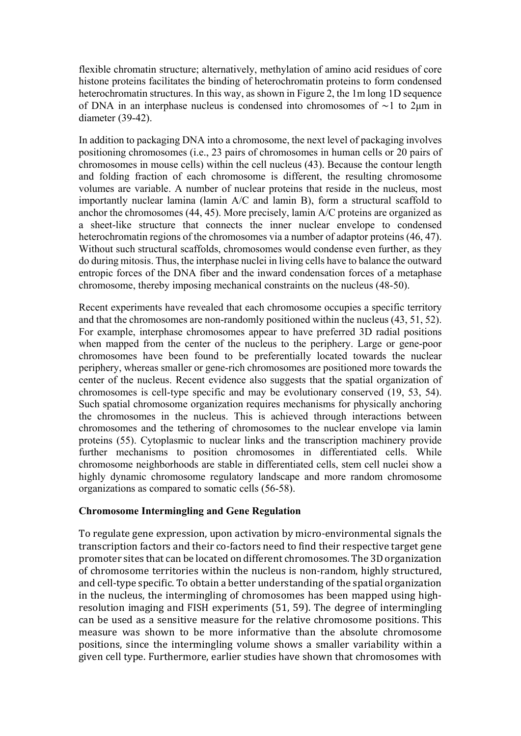flexible chromatin structure; alternatively, methylation of amino acid residues of core histone proteins facilitates the binding of heterochromatin proteins to form condensed heterochromatin structures. In this way, as shown in Figure 2, the 1m long 1D sequence of DNA in an interphase nucleus is condensed into chromosomes of ~1 to 2μm in diameter (39-42).

In addition to packaging DNA into a chromosome, the next level of packaging involves positioning chromosomes (i.e., 23 pairs of chromosomes in human cells or 20 pairs of chromosomes in mouse cells) within the cell nucleus (43). Because the contour length and folding fraction of each chromosome is different, the resulting chromosome volumes are variable. A number of nuclear proteins that reside in the nucleus, most importantly nuclear lamina (lamin A/C and lamin B), form a structural scaffold to anchor the chromosomes (44, 45). More precisely, lamin A/C proteins are organized as a sheet-like structure that connects the inner nuclear envelope to condensed heterochromatin regions of the chromosomes via a number of adaptor proteins (46, 47). Without such structural scaffolds, chromosomes would condense even further, as they do during mitosis. Thus, the interphase nuclei in living cells have to balance the outward entropic forces of the DNA fiber and the inward condensation forces of a metaphase chromosome, thereby imposing mechanical constraints on the nucleus (48-50).

Recent experiments have revealed that each chromosome occupies a specific territory and that the chromosomes are non-randomly positioned within the nucleus (43, 51, 52). For example, interphase chromosomes appear to have preferred 3D radial positions when mapped from the center of the nucleus to the periphery. Large or gene-poor chromosomes have been found to be preferentially located towards the nuclear periphery, whereas smaller or gene-rich chromosomes are positioned more towards the center of the nucleus. Recent evidence also suggests that the spatial organization of chromosomes is cell-type specific and may be evolutionary conserved (19, 53, 54). Such spatial chromosome organization requires mechanisms for physically anchoring the chromosomes in the nucleus. This is achieved through interactions between chromosomes and the tethering of chromosomes to the nuclear envelope via lamin proteins (55). Cytoplasmic to nuclear links and the transcription machinery provide further mechanisms to position chromosomes in differentiated cells. While chromosome neighborhoods are stable in differentiated cells, stem cell nuclei show a highly dynamic chromosome regulatory landscape and more random chromosome organizations as compared to somatic cells (56-58).

**Chromosome Intermingling and Gene Regulation**

To regulate gene expression, upon activation by micro-environmental signals the transcription factors and their co-factors need to find their respective target gene promoter sites that can be located on different chromosomes. The 3D organization of chromosome territories within the nucleus is non-random, highly structured, and cell-type specific. To obtain a better understanding of the spatial organization in the nucleus, the intermingling of chromosomes has been mapped using high-resolution imaging and FISH experiments (51, 59). The degree of intermingling can be used as a sensitive measure for the relative chromosome positions. This measure was shown to be more informative than the absolute chromosome positions, since the intermingling volume shows a smaller variability within a given cell type. Furthermore, earlier studies have shown that chromosomes with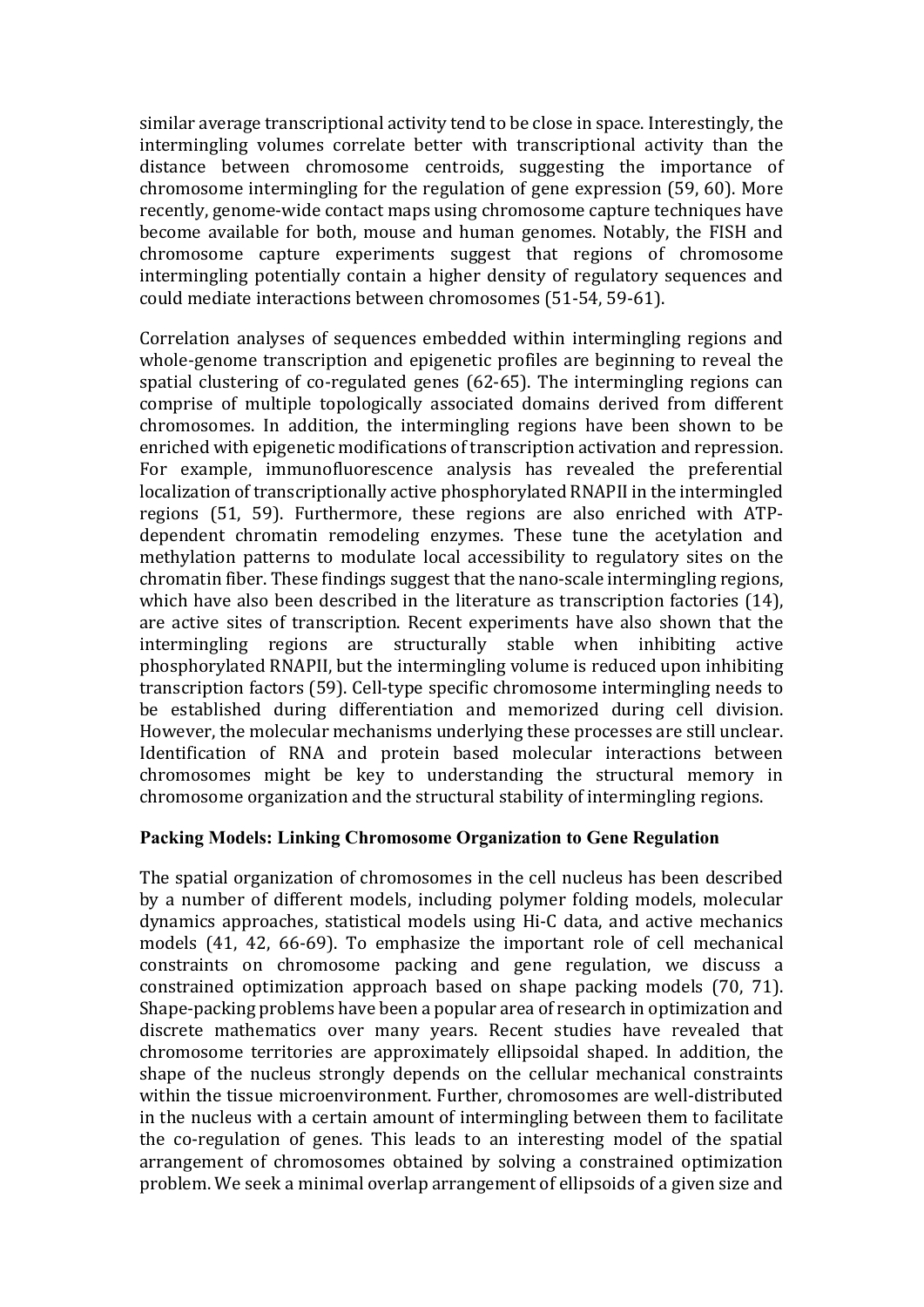similar average transcriptional activity tend to be close in space. Interestingly, the intermingling volumes correlate better with transcriptional activity than the distance between chromosome centroids, suggesting the importance of chromosome intermingling for the regulation of gene expression (59, 60). More recently, genome-wide contact maps using chromosome capture techniques have become available for both, mouse and human genomes. Notably, the FISH and chromosome capture experiments suggest that regions of chromosome intermingling potentially contain a higher density of regulatory sequences and could mediate interactions between chromosomes (51-54, 59-61).

Correlation analyses of sequences embedded within intermingling regions and whole-genome transcription and epigenetic profiles are beginning to reveal the spatial clustering of co-regulated genes (62-65). The intermingling regions can comprise of multiple topologically associated domains derived from different chromosomes. In addition, the intermingling regions have been shown to be enriched with epigenetic modifications of transcription activation and repression. For example, immunofluorescence analysis has revealed the preferential localization of transcriptionally active phosphorylated RNAPII in the intermingled regions (51, 59). Furthermore, these regions are also enriched with ATP-dependent chromatin remodeling enzymes. These tune the acetylation and methylation patterns to modulate local accessibility to regulatory sites on the chromatin fiber. These findings suggest that the nano-scale intermingling regions, which have also been described in the literature as transcription factories (14), are active sites of transcription. Recent experiments have also shown that the intermingling regions are structurally stable when inhibiting active phosphorylated RNAPII, but the intermingling volume is reduced upon inhibiting transcription factors (59). Cell-type specific chromosome intermingling needs to be established during differentiation and memorized during cell division. However, the molecular mechanisms underlying these processes are still unclear. Identification of RNA and protein based molecular interactions between chromosomes might be key to understanding the structural memory in chromosome organization and the structural stability of intermingling regions.

**Packing Models: Linking Chromosome Organization to Gene Regulation**

The spatial organization of chromosomes in the cell nucleus has been described by a number of different models, including polymer folding models, molecular dynamics approaches, statistical models using Hi-C data, and active mechanics models (41, 42, 66-69). To emphasize the important role of cell mechanical constraints on chromosome packing and gene regulation, we discuss a constrained optimization approach based on shape packing models (70, 71). Shape-packing problems have been a popular area of research in optimization and discrete mathematics over many years. Recent studies have revealed that chromosome territories are approximately ellipsoidal shaped. In addition, the shape of the nucleus strongly depends on the cellular mechanical constraints within the tissue microenvironment. Further, chromosomes are well-distributed in the nucleus with a certain amount of intermingling between them to facilitate the co-regulation of genes. This leads to an interesting model of the spatial arrangement of chromosomes obtained by solving a constrained optimization problem. We seek a minimal overlap arrangement of ellipsoids of a given size and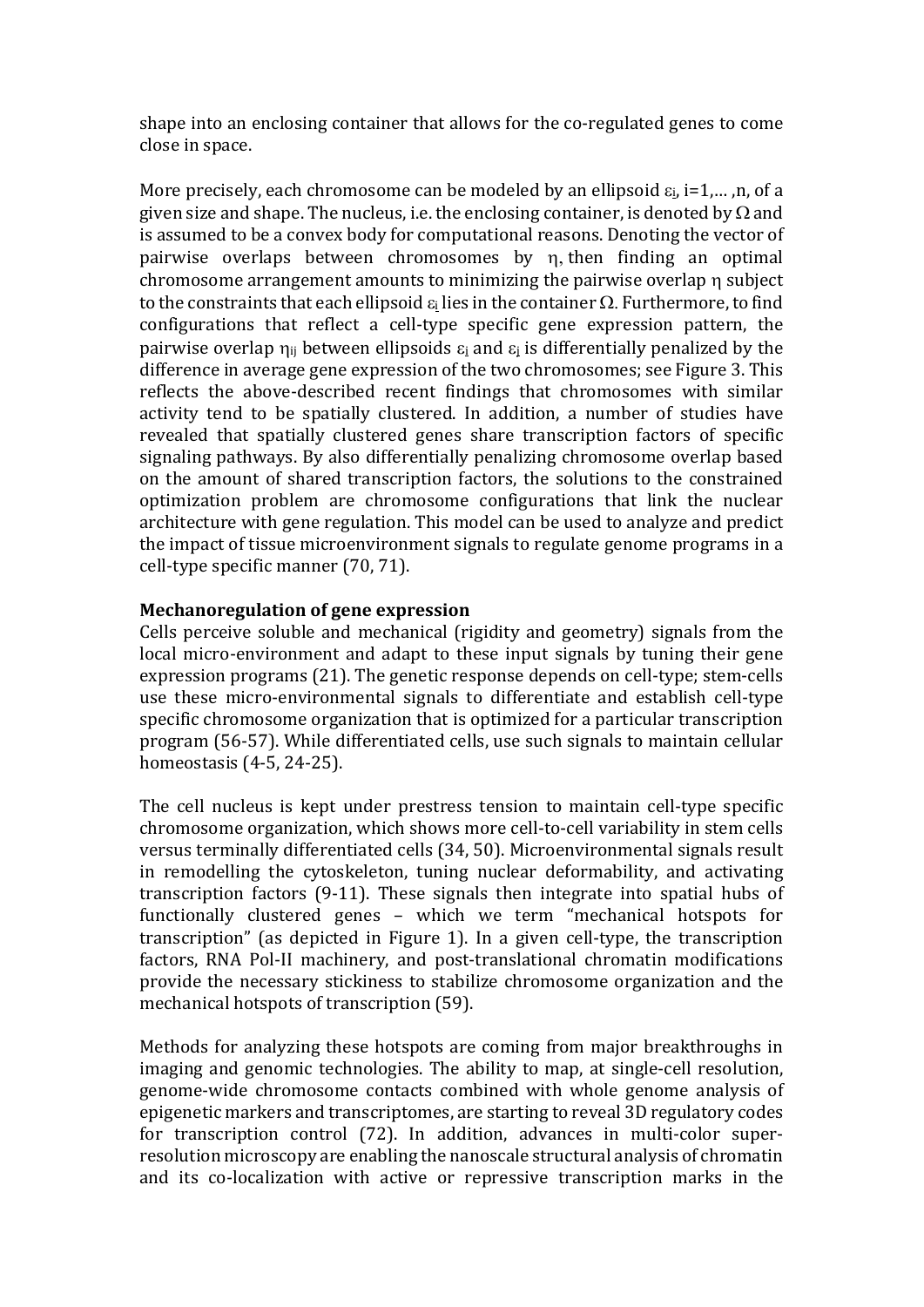shape into an enclosing container that allows for the co-regulated genes to come close in space.

More precisely, each chromosome can be modeled by an ellipsoid $\varepsilon_i$, i=1,… ,n, of a given size and shape. The nucleus, i.e. the enclosing container, is denoted by $\Omega$ and is assumed to be a convex body for computational reasons. Denoting the vector of pairwise overlaps between chromosomes by $\eta$, then finding an optimal chromosome arrangement amounts to minimizing the pairwise overlap $\eta$ subject to the constraints that each ellipsoid $\varepsilon_i$ lies in the container $\Omega$. Furthermore, to find configurations that reflect a cell-type specific gene expression pattern, the pairwise overlap $\eta_{ij}$ between ellipsoids $\varepsilon_i$ and $\varepsilon_j$ is differentially penalized by the difference in average gene expression of the two chromosomes; see Figure 3. This reflects the above-described recent findings that chromosomes with similar activity tend to be spatially clustered. In addition, a number of studies have revealed that spatially clustered genes share transcription factors of specific signaling pathways. By also differentially penalizing chromosome overlap based on the amount of shared transcription factors, the solutions to the constrained optimization problem are chromosome configurations that link the nuclear architecture with gene regulation. This model can be used to analyze and predict the impact of tissue microenvironment signals to regulate genome programs in a cell-type specific manner (70, 71).

**Mechanoregulation of gene expression**

Cells perceive soluble and mechanical (rigidity and geometry) signals from the local micro-environment and adapt to these input signals by tuning their gene expression programs (21). The genetic response depends on cell-type; stem-cells use these micro-environmental signals to differentiate and establish cell-type specific chromosome organization that is optimized for a particular transcription program (56-57). While differentiated cells, use such signals to maintain cellular homeostasis (4-5, 24-25).

The cell nucleus is kept under prestress tension to maintain cell-type specific chromosome organization, which shows more cell-to-cell variability in stem cells versus terminally differentiated cells (34, 50). Microenvironmental signals result in remodelling the cytoskeleton, tuning nuclear deformability, and activating transcription factors (9-11). These signals then integrate into spatial hubs of functionally clustered genes – which we term "mechanical hotspots for transcription" (as depicted in Figure 1). In a given cell-type, the transcription factors, RNA Pol-II machinery, and post-translational chromatin modifications provide the necessary stickiness to stabilize chromosome organization and the mechanical hotspots of transcription (59).

Methods for analyzing these hotspots are coming from major breakthroughs in imaging and genomic technologies. The ability to map, at single-cell resolution, genome-wide chromosome contacts combined with whole genome analysis of epigenetic markers and transcriptomes, are starting to reveal 3D regulatory codes for transcription control (72). In addition, advances in multi-color super-resolution microscopy are enabling the nanoscale structural analysis of chromatin and its co-localization with active or repressive transcription marks in the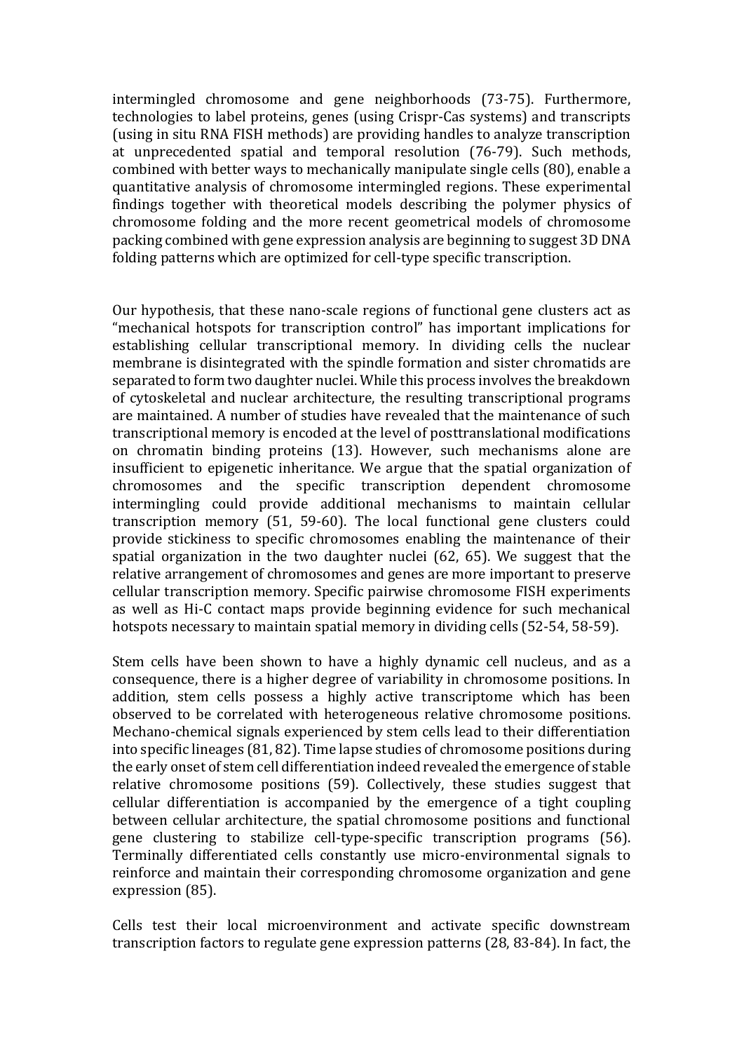intermingled chromosome and gene neighborhoods (73-75). Furthermore, technologies to label proteins, genes (using Crispr-Cas systems) and transcripts (using in situ RNA FISH methods) are providing handles to analyze transcription at unprecedented spatial and temporal resolution (76-79). Such methods, combined with better ways to mechanically manipulate single cells (80), enable a quantitative analysis of chromosome intermingled regions. These experimental findings together with theoretical models describing the polymer physics of chromosome folding and the more recent geometrical models of chromosome packing combined with gene expression analysis are beginning to suggest 3D DNA folding patterns which are optimized for cell-type specific transcription.

Our hypothesis, that these nano-scale regions of functional gene clusters act as "mechanical hotspots for transcription control" has important implications for establishing cellular transcriptional memory. In dividing cells the nuclear membrane is disintegrated with the spindle formation and sister chromatids are separated to form two daughter nuclei. While this process involves the breakdown of cytoskeletal and nuclear architecture, the resulting transcriptional programs are maintained. A number of studies have revealed that the maintenance of such transcriptional memory is encoded at the level of posttranslational modifications on chromatin binding proteins (13). However, such mechanisms alone are insufficient to epigenetic inheritance. We argue that the spatial organization of chromosomes and the specific transcription dependent chromosome intermingling could provide additional mechanisms to maintain cellular transcription memory (51, 59-60). The local functional gene clusters could provide stickiness to specific chromosomes enabling the maintenance of their spatial organization in the two daughter nuclei (62, 65). We suggest that the relative arrangement of chromosomes and genes are more important to preserve cellular transcription memory. Specific pairwise chromosome FISH experiments as well as Hi-C contact maps provide beginning evidence for such mechanical hotspots necessary to maintain spatial memory in dividing cells (52-54, 58-59).

Stem cells have been shown to have a highly dynamic cell nucleus, and as a consequence, there is a higher degree of variability in chromosome positions. In addition, stem cells possess a highly active transcriptome which has been observed to be correlated with heterogeneous relative chromosome positions. Mechano-chemical signals experienced by stem cells lead to their differentiation into specific lineages (81, 82). Time lapse studies of chromosome positions during the early onset of stem cell differentiation indeed revealed the emergence of stable relative chromosome positions (59). Collectively, these studies suggest that cellular differentiation is accompanied by the emergence of a tight coupling between cellular architecture, the spatial chromosome positions and functional gene clustering to stabilize cell-type-specific transcription programs (56). Terminally differentiated cells constantly use micro-environmental signals to reinforce and maintain their corresponding chromosome organization and gene expression (85).

Cells test their local microenvironment and activate specific downstream transcription factors to regulate gene expression patterns (28, 83-84). In fact, the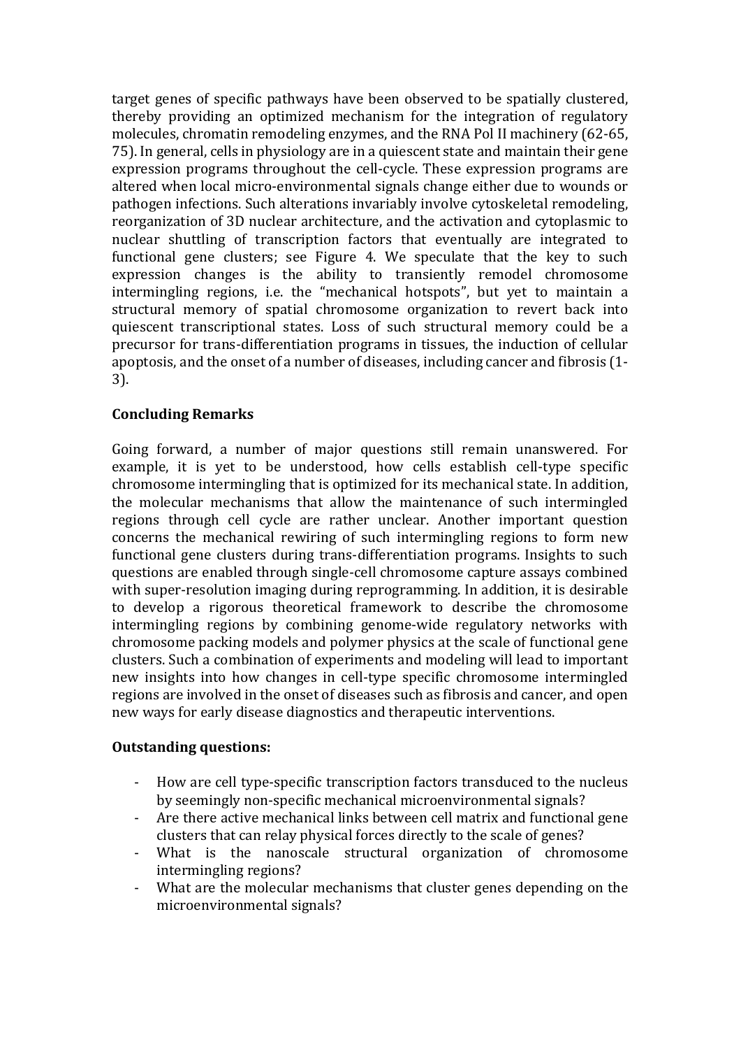target genes of specific pathways have been observed to be spatially clustered, thereby providing an optimized mechanism for the integration of regulatory molecules, chromatin remodeling enzymes, and the RNA Pol II machinery (62-65, 75). In general, cells in physiology are in a quiescent state and maintain their gene expression programs throughout the cell-cycle. These expression programs are altered when local micro-environmental signals change either due to wounds or pathogen infections. Such alterations invariably involve cytoskeletal remodeling, reorganization of 3D nuclear architecture, and the activation and cytoplasmic to nuclear shuttling of transcription factors that eventually are integrated to functional gene clusters; see Figure 4. We speculate that the key to such expression changes is the ability to transiently remodel chromosome intermingling regions, i.e. the "mechanical hotspots", but yet to maintain a structural memory of spatial chromosome organization to revert back into quiescent transcriptional states. Loss of such structural memory could be a precursor for trans-differentiation programs in tissues, the induction of cellular apoptosis, and the onset of a number of diseases, including cancer and fibrosis (1-3).

**Concluding Remarks**

Going forward, a number of major questions still remain unanswered. For example, it is yet to be understood, how cells establish cell-type specific chromosome intermingling that is optimized for its mechanical state. In addition, the molecular mechanisms that allow the maintenance of such intermingled regions through cell cycle are rather unclear. Another important question concerns the mechanical rewiring of such intermingling regions to form new functional gene clusters during trans-differentiation programs. Insights to such questions are enabled through single-cell chromosome capture assays combined with super-resolution imaging during reprogramming. In addition, it is desirable to develop a rigorous theoretical framework to describe the chromosome intermingling regions by combining genome-wide regulatory networks with chromosome packing models and polymer physics at the scale of functional gene clusters. Such a combination of experiments and modeling will lead to important new insights into how changes in cell-type specific chromosome intermingled regions are involved in the onset of diseases such as fibrosis and cancer, and open new ways for early disease diagnostics and therapeutic interventions.

**Outstanding questions:**

- How are cell type-specific transcription factors transduced to the nucleus by seemingly non-specific mechanical microenvironmental signals?
- Are there active mechanical links between cell matrix and functional gene clusters that can relay physical forces directly to the scale of genes?
- What is the nanoscale structural organization of chromosome intermingling regions?
- What are the molecular mechanisms that cluster genes depending on the microenvironmental signals?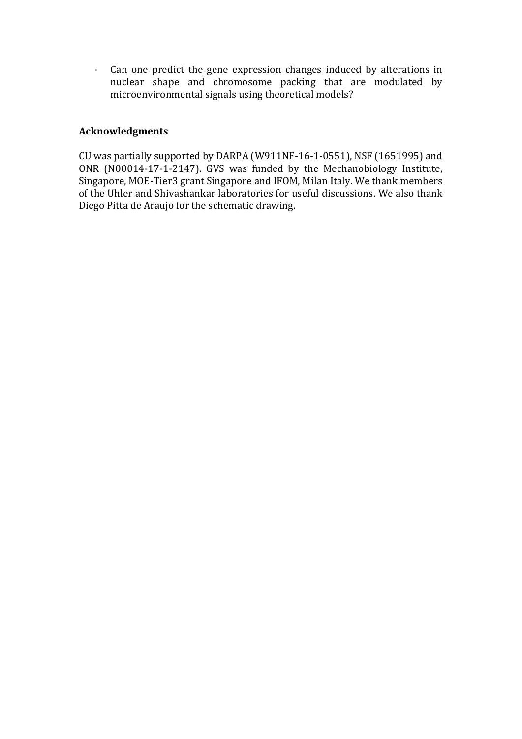- Can one predict the gene expression changes induced by alterations in nuclear shape and chromosome packing that are modulated by microenvironmental signals using theoretical models?

## Acknowledgments

CU was partially supported by DARPA (W911NF-16-1-0551), NSF (1651995) and ONR (N00014-17-1-2147). GVS was funded by the Mechanobiology Institute, Singapore, MOE-Tier3 grant Singapore and IFOM, Milan Italy. We thank members of the Uhler and Shivashankar laboratories for useful discussions. We also thank Diego Pitta de Araujo for the schematic drawing.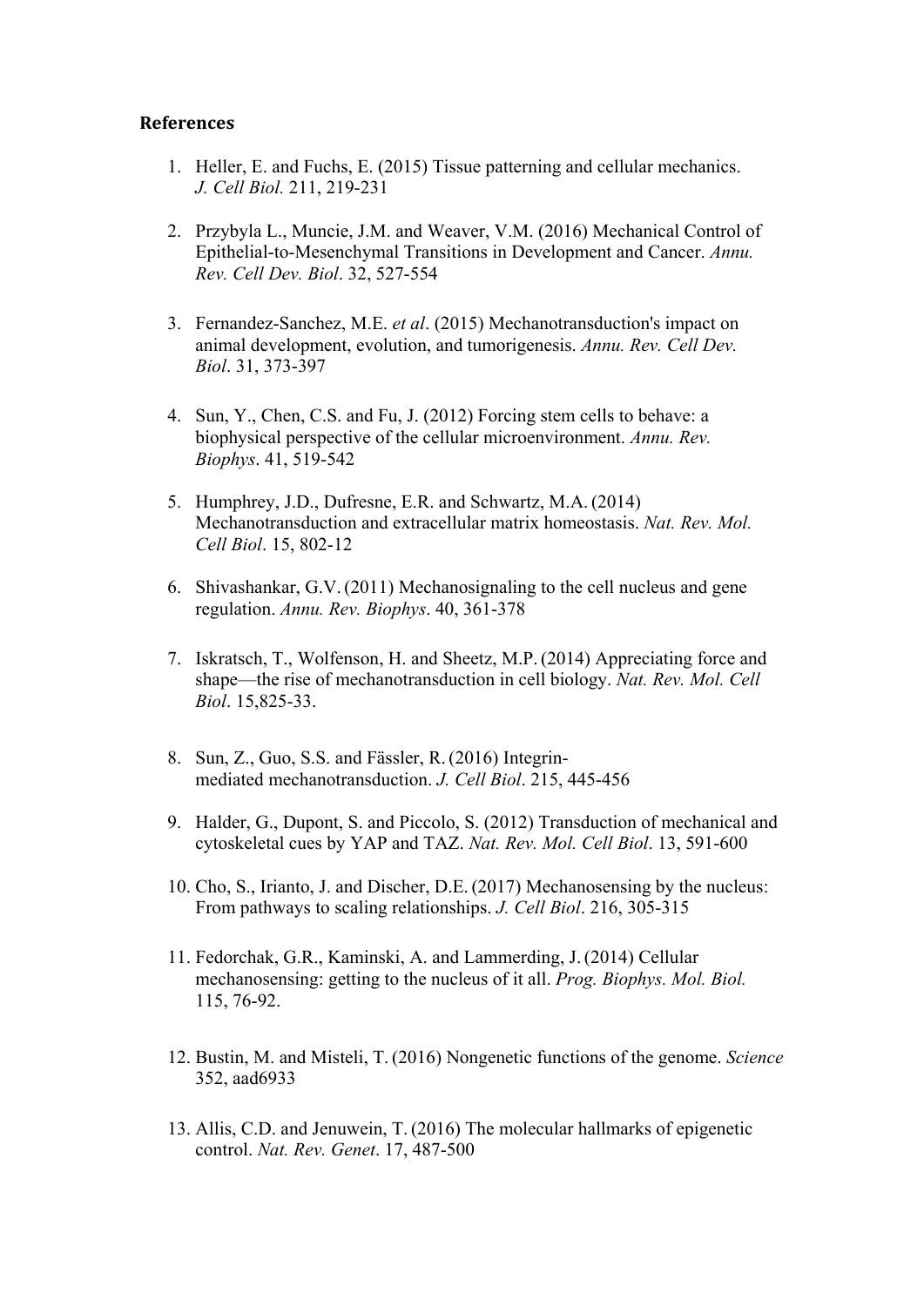### References

1. Heller, E. and Fuchs, E. (2015) Tissue patterning and cellular mechanics. *J. Cell Biol.* 211, 219-231

2. Przybyla L., Muncie, J.M. and Weaver, V.M. (2016) Mechanical Control of Epithelial-to-Mesenchymal Transitions in Development and Cancer. *Annu. Rev. Cell Dev. Biol*. 32, 527-554

3. Fernandez-Sanchez, M.E. *et al*. (2015) Mechanotransduction's impact on animal development, evolution, and tumorigenesis. *Annu. Rev. Cell Dev. Biol*. 31, 373-397

4. Sun, Y., Chen, C.S. and Fu, J. (2012) Forcing stem cells to behave: a biophysical perspective of the cellular microenvironment. *Annu. Rev. Biophys*. 41, 519-542

5. Humphrey, J.D., Dufresne, E.R. and Schwartz, M.A. (2014) Mechanotransduction and extracellular matrix homeostasis. *Nat. Rev. Mol. Cell Biol*. 15, 802-12

6. Shivashankar, G.V. (2011) Mechanosignaling to the cell nucleus and gene regulation. *Annu. Rev. Biophys*. 40, 361-378

7. Iskratsch, T., Wolfenson, H. and Sheetz, M.P. (2014) Appreciating force and shape—the rise of mechanotransduction in cell biology. *Nat. Rev. Mol. Cell Biol*. 15,825-33.

8. Sun, Z., Guo, S.S. and Fässler, R. (2016) Integrin-mediated mechanotransduction. *J. Cell Biol*. 215, 445-456

9. Halder, G., Dupont, S. and Piccolo, S. (2012) Transduction of mechanical and cytoskeletal cues by YAP and TAZ. *Nat. Rev. Mol. Cell Biol*. 13, 591-600

10. Cho, S., Irianto, J. and Discher, D.E. (2017) Mechanosensing by the nucleus: From pathways to scaling relationships. *J. Cell Biol*. 216, 305-315

11. Fedorchak, G.R., Kaminski, A. and Lammerding, J. (2014) Cellular mechanosensing: getting to the nucleus of it all. *Prog. Biophys. Mol. Biol.* 115, 76-92.

12. Bustin, M. and Misteli, T. (2016) Nongenetic functions of the genome. *Science* 352, aad6933

13. Allis, C.D. and Jenuwein, T. (2016) The molecular hallmarks of epigenetic control. *Nat. Rev. Genet*. 17, 487-500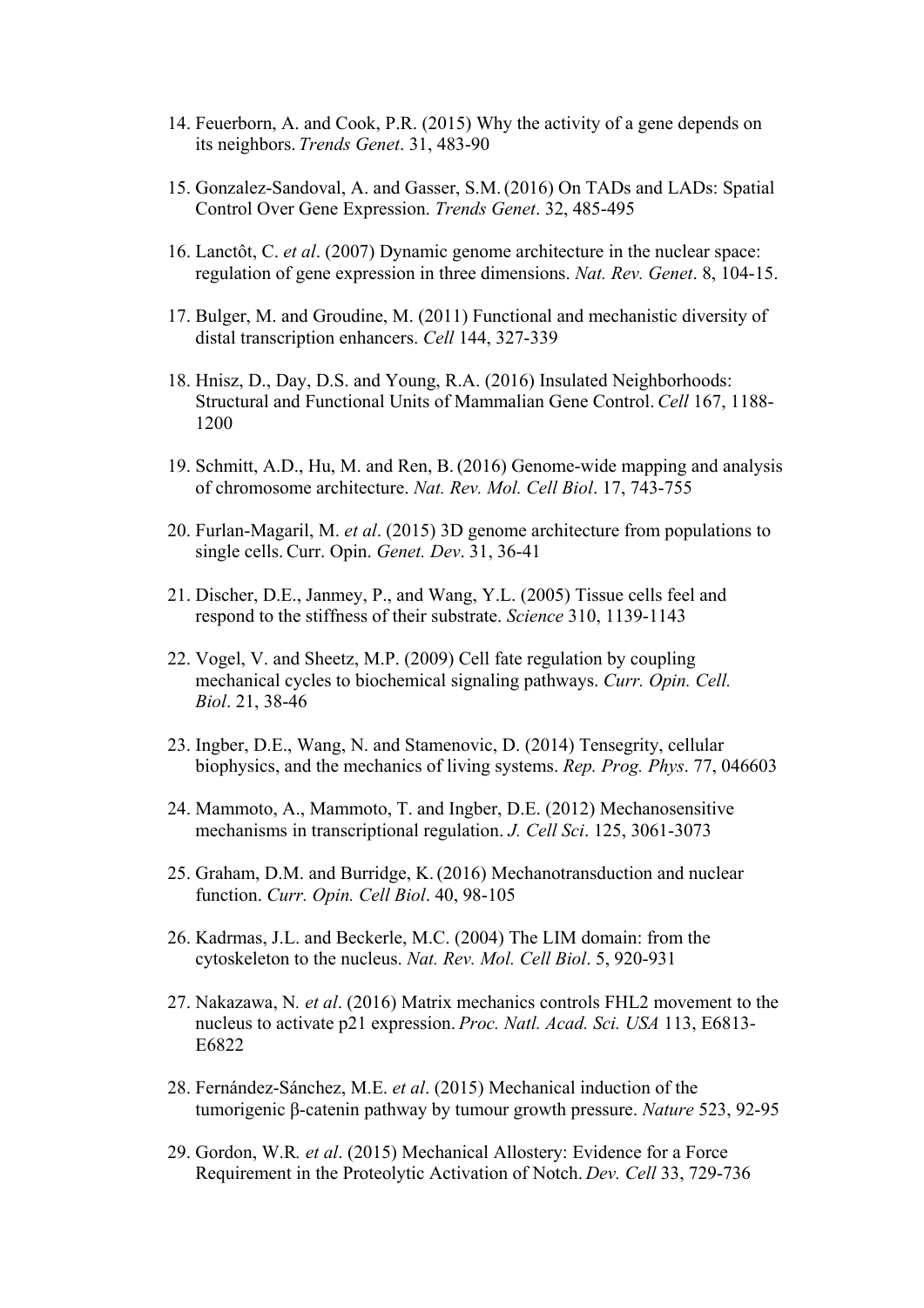14. Feuerborn, A. and Cook, P.R. (2015) Why the activity of a gene depends on its neighbors. *Trends Genet*. 31, 483-90

15. Gonzalez-Sandoval, A. and Gasser, S.M. (2016) On TADs and LADs: Spatial Control Over Gene Expression. *Trends Genet*. 32, 485-495

16. Lanctôt, C. *et al*. (2007) Dynamic genome architecture in the nuclear space: regulation of gene expression in three dimensions. *Nat. Rev. Genet*. 8, 104-15.

17. Bulger, M. and Groudine, M. (2011) Functional and mechanistic diversity of distal transcription enhancers. *Cell* 144, 327-339

18. Hnisz, D., Day, D.S. and Young, R.A. (2016) Insulated Neighborhoods: Structural and Functional Units of Mammalian Gene Control. *Cell* 167, 1188-1200

19. Schmitt, A.D., Hu, M. and Ren, B. (2016) Genome-wide mapping and analysis of chromosome architecture. *Nat. Rev. Mol. Cell Biol*. 17, 743-755

20. Furlan-Magaril, M. *et al*. (2015) 3D genome architecture from populations to single cells. Curr. Opin. *Genet. Dev*. 31, 36-41

21. Discher, D.E., Janmey, P., and Wang, Y.L. (2005) Tissue cells feel and respond to the stiffness of their substrate. *Science* 310, 1139-1143

22. Vogel, V. and Sheetz, M.P. (2009) Cell fate regulation by coupling mechanical cycles to biochemical signaling pathways. *Curr. Opin. Cell. Biol*. 21, 38-46

23. Ingber, D.E., Wang, N. and Stamenovic, D. (2014) Tensegrity, cellular biophysics, and the mechanics of living systems. *Rep. Prog. Phys*. 77, 046603

24. Mammoto, A., Mammoto, T. and Ingber, D.E. (2012) Mechanosensitive mechanisms in transcriptional regulation. *J. Cell Sci*. 125, 3061-3073

25. Graham, D.M. and Burridge, K. (2016) Mechanotransduction and nuclear function. *Curr. Opin. Cell Biol*. 40, 98-105

26. Kadrmas, J.L. and Beckerle, M.C. (2004) The LIM domain: from the cytoskeleton to the nucleus. *Nat. Rev. Mol. Cell Biol*. 5, 920-931

27. Nakazawa, N. *et al*. (2016) Matrix mechanics controls FHL2 movement to the nucleus to activate p21 expression. *Proc. Natl. Acad. Sci. USA* 113, E6813-E6822

28. Fernández-Sánchez, M.E. *et al*. (2015) Mechanical induction of the tumorigenic β-catenin pathway by tumour growth pressure. *Nature* 523, 92-95

29. Gordon, W.R. *et al*. (2015) Mechanical Allostery: Evidence for a Force Requirement in the Proteolytic Activation of Notch. *Dev. Cell* 33, 729-736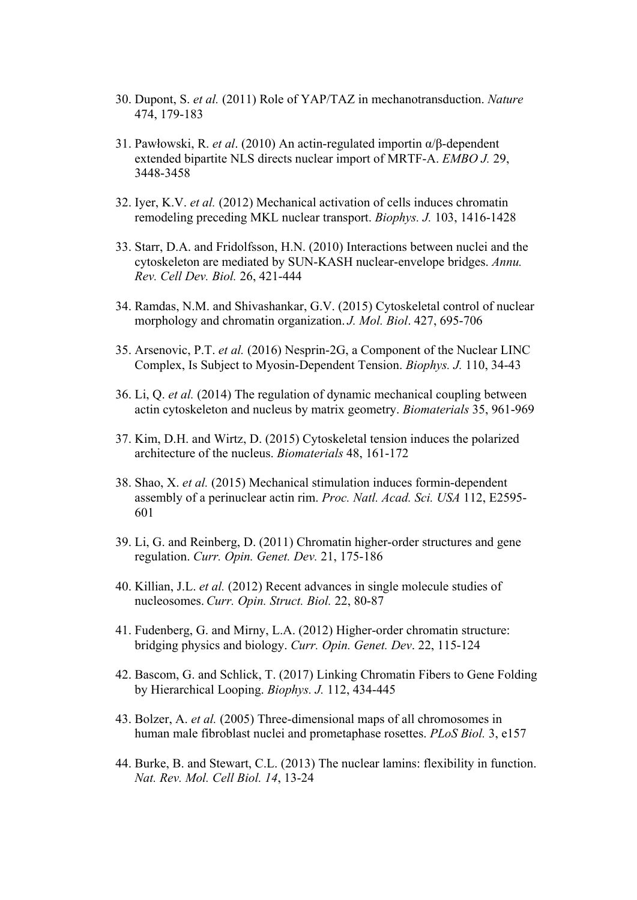30. Dupont, S. *et al.* (2011) Role of YAP/TAZ in mechanotransduction. *Nature* 474, 179-183

31. Pawłowski, R. *et al*. (2010) An actin-regulated importin α/β-dependent extended bipartite NLS directs nuclear import of MRTF-A. *EMBO J.* 29, 3448-3458

32. Iyer, K.V. *et al.* (2012) Mechanical activation of cells induces chromatin remodeling preceding MKL nuclear transport. *Biophys. J.* 103, 1416-1428

33. Starr, D.A. and Fridolfsson, H.N. (2010) Interactions between nuclei and the cytoskeleton are mediated by SUN-KASH nuclear-envelope bridges. *Annu. Rev. Cell Dev. Biol.* 26, 421-444

34. Ramdas, N.M. and Shivashankar, G.V. (2015) Cytoskeletal control of nuclear morphology and chromatin organization. *J. Mol. Biol*. 427, 695-706

35. Arsenovic, P.T. *et al.* (2016) Nesprin-2G, a Component of the Nuclear LINC Complex, Is Subject to Myosin-Dependent Tension. *Biophys. J.* 110, 34-43

36. Li, Q. *et al.* (2014) The regulation of dynamic mechanical coupling between actin cytoskeleton and nucleus by matrix geometry. *Biomaterials* 35, 961-969

37. Kim, D.H. and Wirtz, D. (2015) Cytoskeletal tension induces the polarized architecture of the nucleus. *Biomaterials* 48, 161-172

38. Shao, X. *et al.* (2015) Mechanical stimulation induces formin-dependent assembly of a perinuclear actin rim. *Proc. Natl. Acad. Sci. USA* 112, E2595-601

39. Li, G. and Reinberg, D. (2011) Chromatin higher-order structures and gene regulation. *Curr. Opin. Genet. Dev.* 21, 175-186

40. Killian, J.L. *et al.* (2012) Recent advances in single molecule studies of nucleosomes. *Curr. Opin. Struct. Biol.* 22, 80-87

41. Fudenberg, G. and Mirny, L.A. (2012) Higher-order chromatin structure: bridging physics and biology. *Curr. Opin. Genet. Dev*. 22, 115-124

42. Bascom, G. and Schlick, T. (2017) Linking Chromatin Fibers to Gene Folding by Hierarchical Looping. *Biophys. J.* 112, 434-445

43. Bolzer, A. *et al.* (2005) Three-dimensional maps of all chromosomes in human male fibroblast nuclei and prometaphase rosettes. *PLoS Biol.* 3, e157

44. Burke, B. and Stewart, C.L. (2013) The nuclear lamins: flexibility in function. *Nat. Rev. Mol. Cell Biol. 14*, 13-24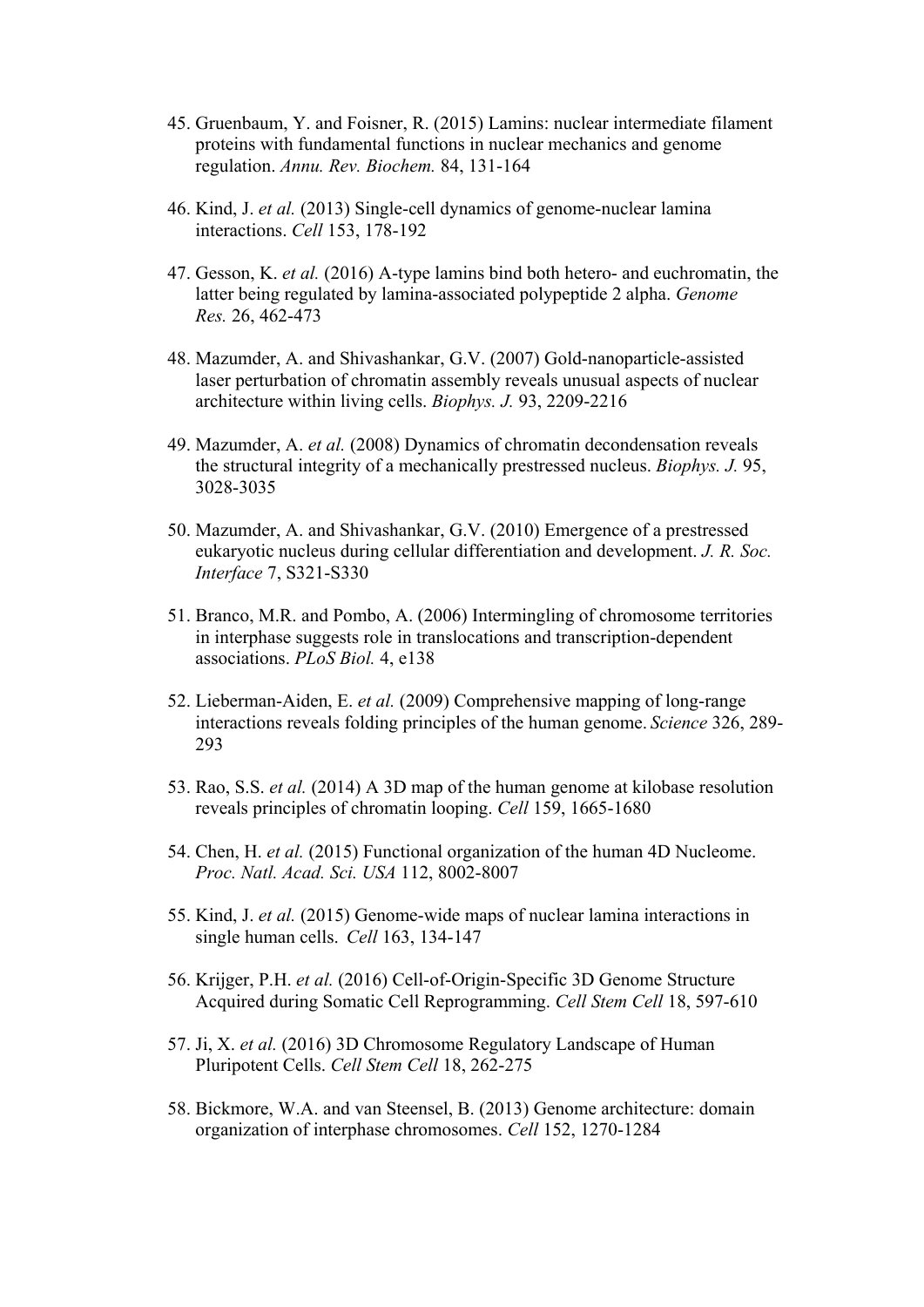45. Gruenbaum, Y. and Foisner, R. (2015) Lamins: nuclear intermediate filament proteins with fundamental functions in nuclear mechanics and genome regulation. *Annu. Rev. Biochem.* 84, 131-164

46. Kind, J. *et al.* (2013) Single-cell dynamics of genome-nuclear lamina interactions. *Cell* 153, 178-192

47. Gesson, K. *et al.* (2016) A-type lamins bind both hetero- and euchromatin, the latter being regulated by lamina-associated polypeptide 2 alpha. *Genome Res.* 26, 462-473

48. Mazumder, A. and Shivashankar, G.V. (2007) Gold-nanoparticle-assisted laser perturbation of chromatin assembly reveals unusual aspects of nuclear architecture within living cells. *Biophys. J.* 93, 2209-2216

49. Mazumder, A. *et al.* (2008) Dynamics of chromatin decondensation reveals the structural integrity of a mechanically prestressed nucleus. *Biophys. J.* 95, 3028-3035

50. Mazumder, A. and Shivashankar, G.V. (2010) Emergence of a prestressed eukaryotic nucleus during cellular differentiation and development. *J. R. Soc. Interface* 7, S321-S330

51. Branco, M.R. and Pombo, A. (2006) Intermingling of chromosome territories in interphase suggests role in translocations and transcription-dependent associations. *PLoS Biol.* 4, e138

52. Lieberman-Aiden, E. *et al.* (2009) Comprehensive mapping of long-range interactions reveals folding principles of the human genome. *Science* 326, 289-293

53. Rao, S.S. *et al.* (2014) A 3D map of the human genome at kilobase resolution reveals principles of chromatin looping. *Cell* 159, 1665-1680

54. Chen, H. *et al.* (2015) Functional organization of the human 4D Nucleome. *Proc. Natl. Acad. Sci. USA* 112, 8002-8007

55. Kind, J. *et al.* (2015) Genome-wide maps of nuclear lamina interactions in single human cells. *Cell* 163, 134-147

56. Krijger, P.H. *et al.* (2016) Cell-of-Origin-Specific 3D Genome Structure Acquired during Somatic Cell Reprogramming. *Cell Stem Cell* 18, 597-610

57. Ji, X. *et al.* (2016) 3D Chromosome Regulatory Landscape of Human Pluripotent Cells. *Cell Stem Cell* 18, 262-275

58. Bickmore, W.A. and van Steensel, B. (2013) Genome architecture: domain organization of interphase chromosomes. *Cell* 152, 1270-1284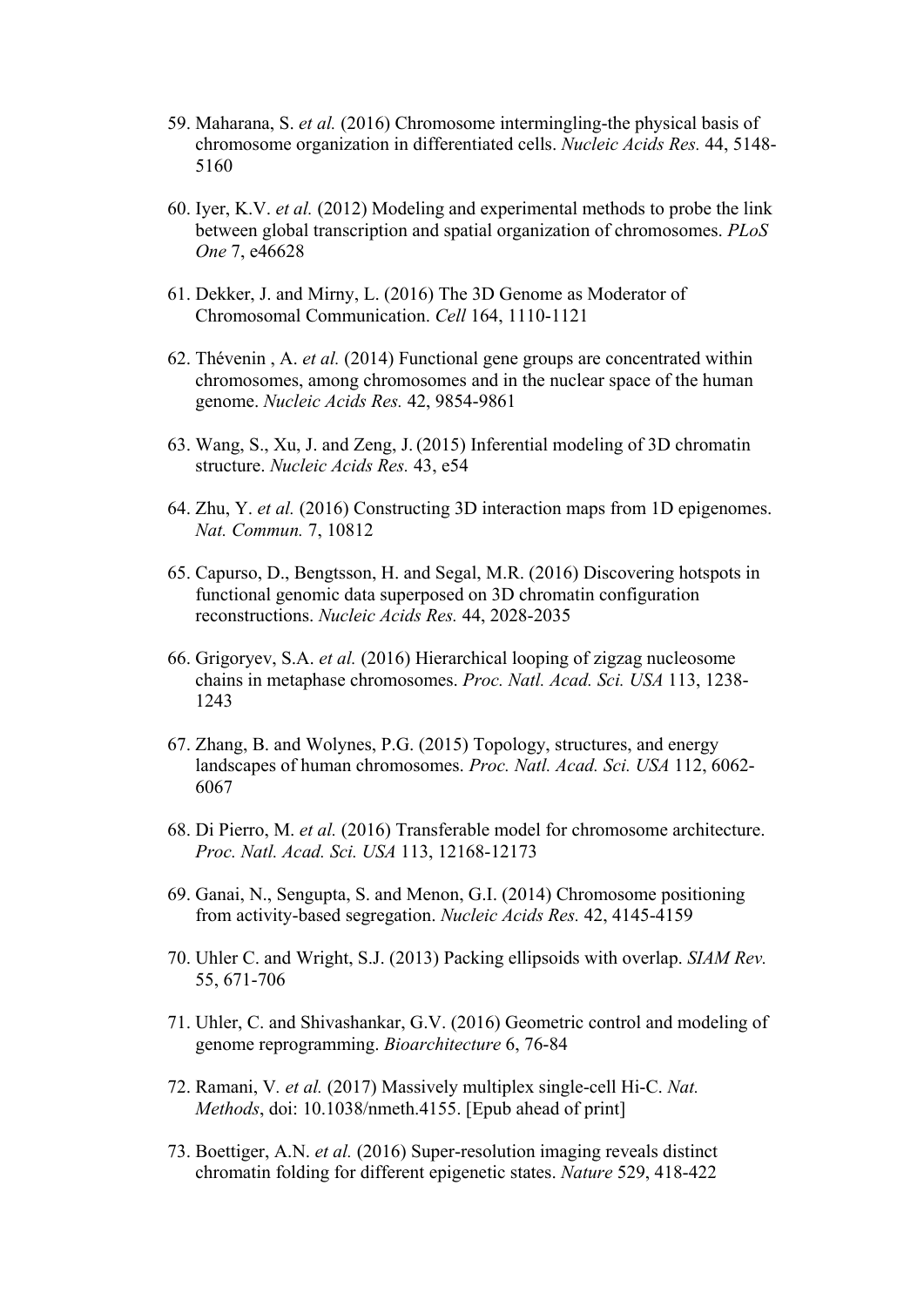59. Maharana, S. *et al.* (2016) Chromosome intermingling-the physical basis of chromosome organization in differentiated cells. *Nucleic Acids Res.* 44, 5148-5160

60. Iyer, K.V. *et al.* (2012) Modeling and experimental methods to probe the link between global transcription and spatial organization of chromosomes. *PLoS One* 7, e46628

61. Dekker, J. and Mirny, L. (2016) The 3D Genome as Moderator of Chromosomal Communication. *Cell* 164, 1110-1121

62. Thévenin , A. *et al.* (2014) Functional gene groups are concentrated within chromosomes, among chromosomes and in the nuclear space of the human genome. *Nucleic Acids Res.* 42, 9854-9861

63. Wang, S., Xu, J. and Zeng, J. (2015) Inferential modeling of 3D chromatin structure. *Nucleic Acids Res.* 43, e54

64. Zhu, Y. *et al.* (2016) Constructing 3D interaction maps from 1D epigenomes. *Nat. Commun.* 7, 10812

65. Capurso, D., Bengtsson, H. and Segal, M.R. (2016) Discovering hotspots in functional genomic data superposed on 3D chromatin configuration reconstructions. *Nucleic Acids Res.* 44, 2028-2035

66. Grigoryev, S.A. *et al.* (2016) Hierarchical looping of zigzag nucleosome chains in metaphase chromosomes. *Proc. Natl. Acad. Sci. USA* 113, 1238-1243

67. Zhang, B. and Wolynes, P.G. (2015) Topology, structures, and energy landscapes of human chromosomes. *Proc. Natl. Acad. Sci. USA* 112, 6062-6067

68. Di Pierro, M. *et al.* (2016) Transferable model for chromosome architecture. *Proc. Natl. Acad. Sci. USA* 113, 12168-12173

69. Ganai, N., Sengupta, S. and Menon, G.I. (2014) Chromosome positioning from activity-based segregation. *Nucleic Acids Res.* 42, 4145-4159

70. Uhler C. and Wright, S.J. (2013) Packing ellipsoids with overlap. *SIAM Rev.* 55, 671-706

71. Uhler, C. and Shivashankar, G.V. (2016) Geometric control and modeling of genome reprogramming. *Bioarchitecture* 6, 76-84

72. Ramani, V. *et al.* (2017) Massively multiplex single-cell Hi-C. *Nat. Methods*, doi: 10.1038/nmeth.4155. [Epub ahead of print]

73. Boettiger, A.N. *et al.* (2016) Super-resolution imaging reveals distinct chromatin folding for different epigenetic states. *Nature* 529, 418-422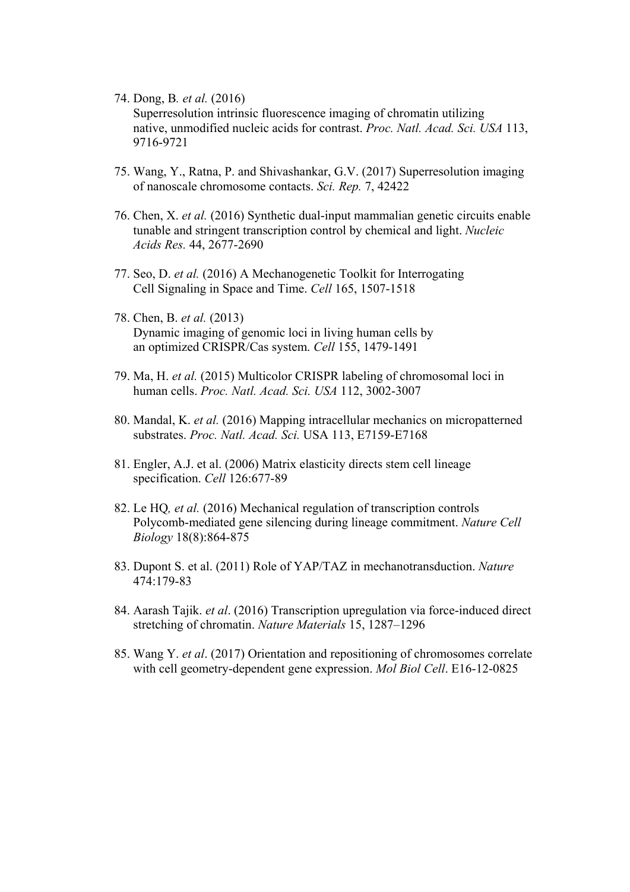74. Dong, B. *et al.* (2016) Superresolution intrinsic fluorescence imaging of chromatin utilizing native, unmodified nucleic acids for contrast. *Proc. Natl. Acad. Sci. USA* 113, 9716-9721

75. Wang, Y., Ratna, P. and Shivashankar, G.V. (2017) Superresolution imaging of nanoscale chromosome contacts. *Sci. Rep.* 7, 42422

76. Chen, X. *et al.* (2016) Synthetic dual-input mammalian genetic circuits enable tunable and stringent transcription control by chemical and light. *Nucleic Acids Res.* 44, 2677-2690

77. Seo, D. *et al.* (2016) A Mechanogenetic Toolkit for Interrogating Cell Signaling in Space and Time. *Cell* 165, 1507-1518

78. Chen, B. *et al.* (2013) Dynamic imaging of genomic loci in living human cells by an optimized CRISPR/Cas system. *Cell* 155, 1479-1491

79. Ma, H. *et al.* (2015) Multicolor CRISPR labeling of chromosomal loci in human cells. *Proc. Natl. Acad. Sci. USA* 112, 3002-3007

80. Mandal, K. *et al.* (2016) Mapping intracellular mechanics on micropatterned substrates. *Proc. Natl. Acad. Sci.* USA 113, E7159-E7168

81. Engler, A.J. et al. (2006) Matrix elasticity directs stem cell lineage specification. *Cell* 126:677-89

82. Le HQ*, et al.* (2016) Mechanical regulation of transcription controls Polycomb-mediated gene silencing during lineage commitment. *Nature Cell Biology* 18(8):864-875

83. Dupont S. et al. (2011) Role of YAP/TAZ in mechanotransduction. *Nature* 474:179-83

84. Aarash Tajik. *et al*. (2016) Transcription upregulation via force-induced direct stretching of chromatin. *Nature Materials* 15, 1287–1296

85. Wang Y. *et al*. (2017) Orientation and repositioning of chromosomes correlate with cell geometry-dependent gene expression. *Mol Biol Cell*. E16-12-0825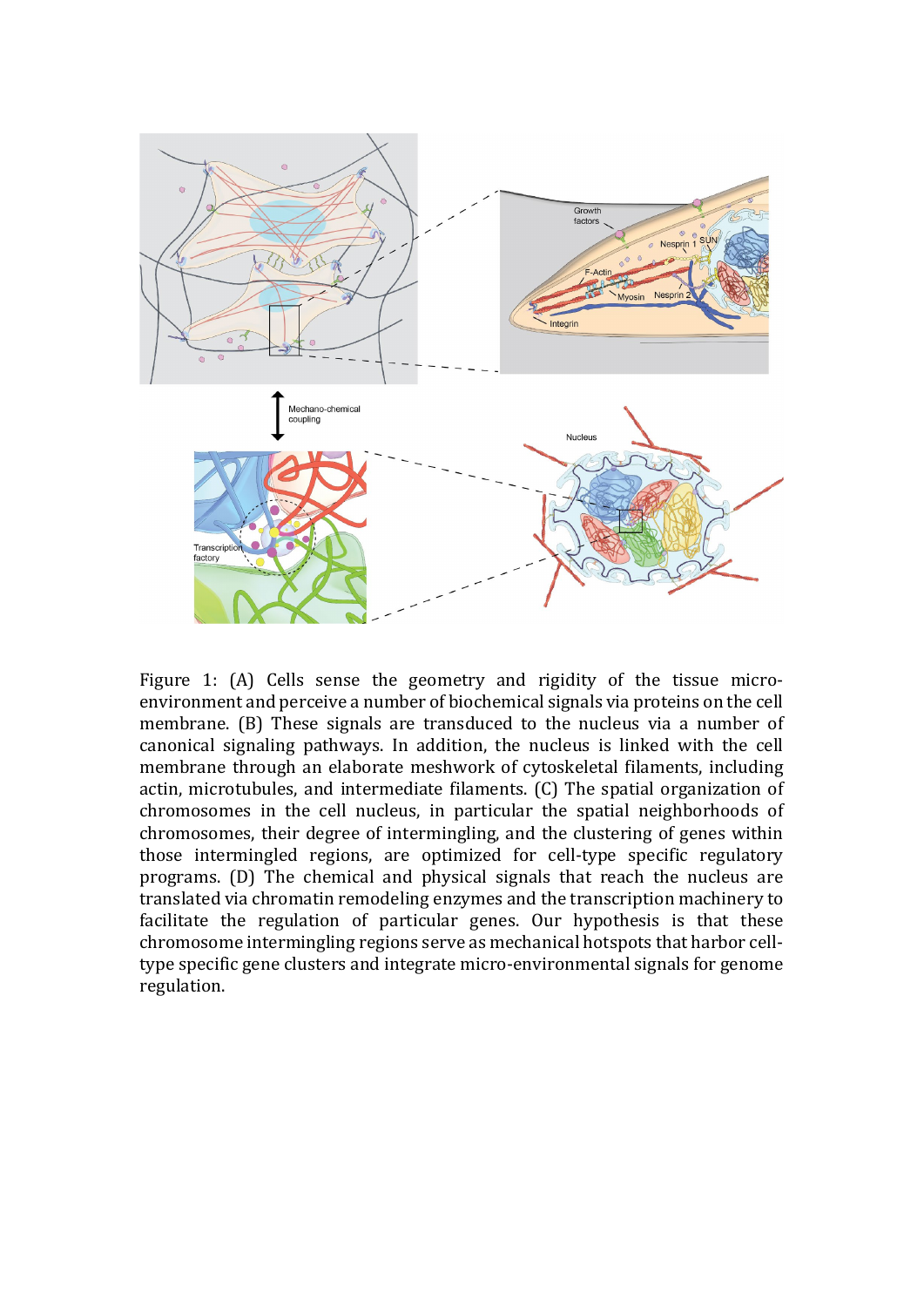Growth factors

Nesprin 1

SUN

F-Actin

Myosin

Nesprin 2

Integrin

Mechano-chemical coupling

Nucleus

Transcription factory

Figure 1: (A) Cells sense the geometry and rigidity of the tissue micro-environment and perceive a number of biochemical signals via proteins on the cell membrane. (B) These signals are transduced to the nucleus via a number of canonical signaling pathways. In addition, the nucleus is linked with the cell membrane through an elaborate meshwork of cytoskeletal filaments, including actin, microtubules, and intermediate filaments. (C) The spatial organization of chromosomes in the cell nucleus, in particular the spatial neighborhoods of chromosomes, their degree of intermingling, and the clustering of genes within those intermingled regions, are optimized for cell-type specific regulatory programs. (D) The chemical and physical signals that reach the nucleus are translated via chromatin remodeling enzymes and the transcription machinery to facilitate the regulation of particular genes. Our hypothesis is that these chromosome intermingling regions serve as mechanical hotspots that harbor cell-type specific gene clusters and integrate micro-environmental signals for genome regulation.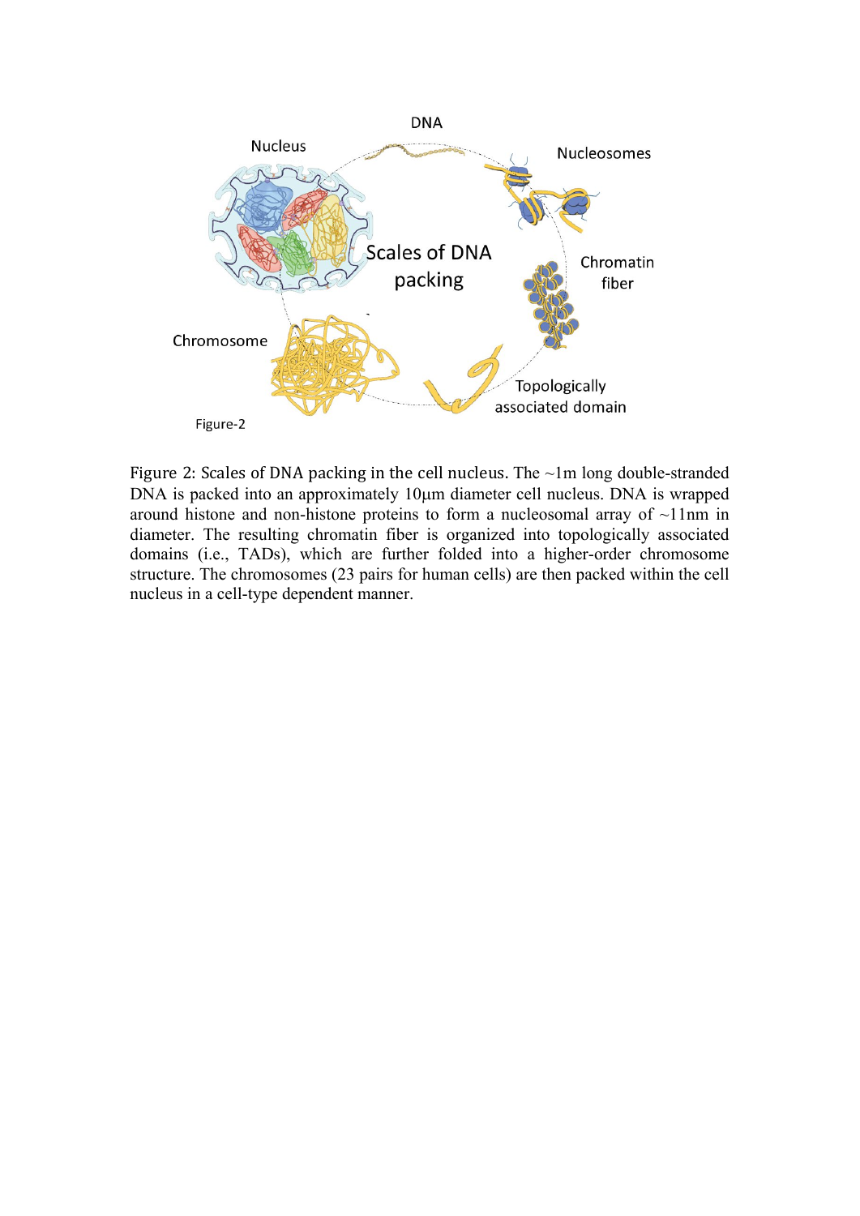DNA

Nucleus

Nucleosomes

Scales of DNA packing

Chromatin fiber

Chromosome

Topologically associated domain

Figure-2

Figure 2: Scales of DNA packing in the cell nucleus. The ~1m long double-stranded DNA is packed into an approximately 10μm diameter cell nucleus. DNA is wrapped around histone and non-histone proteins to form a nucleosomal array of ~11nm in diameter. The resulting chromatin fiber is organized into topologically associated domains (i.e., TADs), which are further folded into a higher-order chromosome structure. The chromosomes (23 pairs for human cells) are then packed within the cell nucleus in a cell-type dependent manner.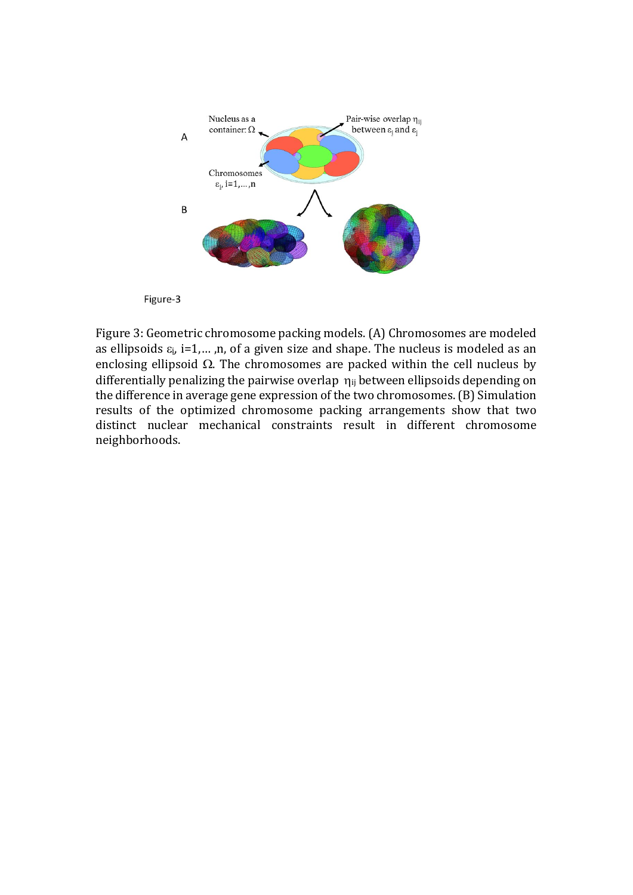A

Nucleus as a container: $\Omega$

Pair-wise overlap $\eta_{ij}$ between $\varepsilon_i$ and $\varepsilon_j$

Chromosomes $\varepsilon_i$, i=1,… ,n

B

Figure-3

Figure 3: Geometric chromosome packing models. (A) Chromosomes are modeled as ellipsoids $\varepsilon_i$, i=1,… ,n, of a given size and shape. The nucleus is modeled as an enclosing ellipsoid $\Omega$. The chromosomes are packed within the cell nucleus by differentially penalizing the pairwise overlap $\eta_{ij}$ between ellipsoids depending on the difference in average gene expression of the two chromosomes. (B) Simulation results of the optimized chromosome packing arrangements show that two distinct nuclear mechanical constraints result in different chromosome neighborhoods.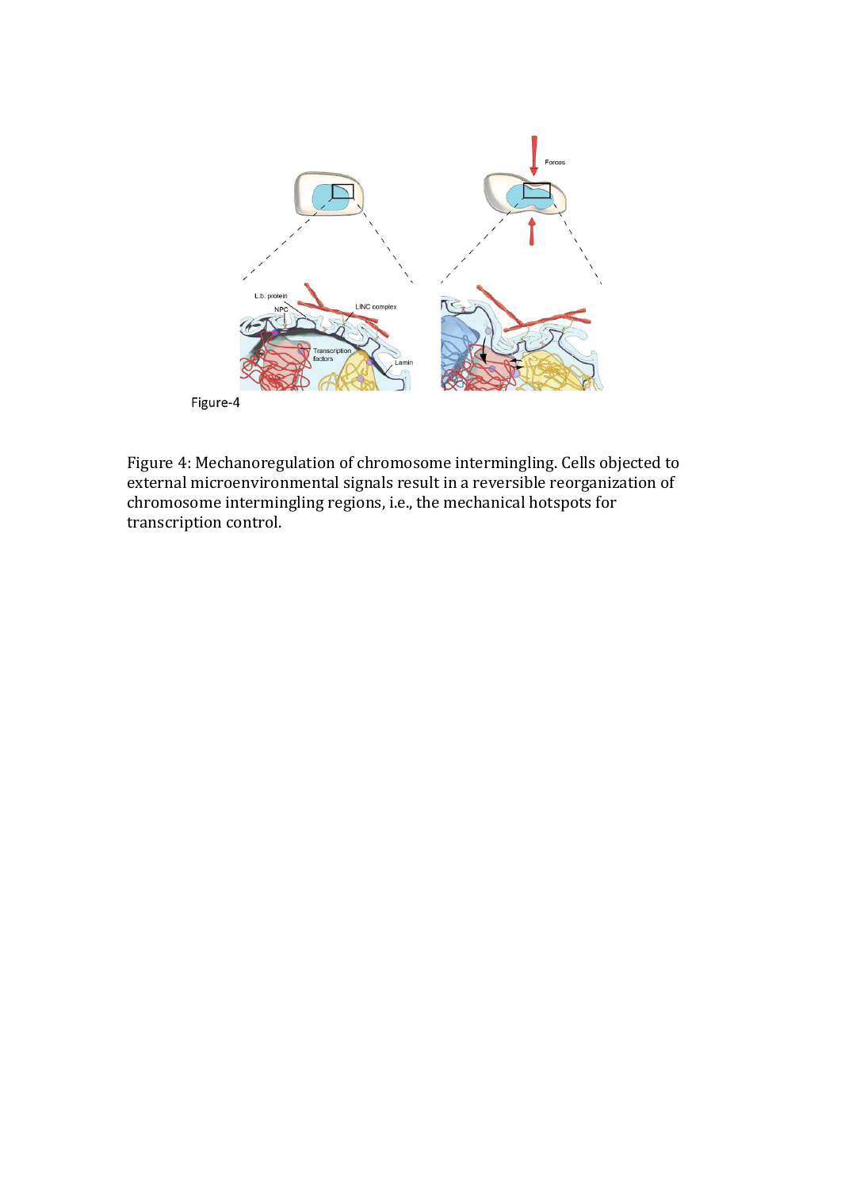Forces

L.b. protein

NPC

LINC complex

Transcription factors

Lamin

Figure-4

Figure 4: Mechanoregulation of chromosome intermingling. Cells objected to external microenvironmental signals result in a reversible reorganization of chromosome intermingling regions, i.e., the mechanical hotspots for transcription control.